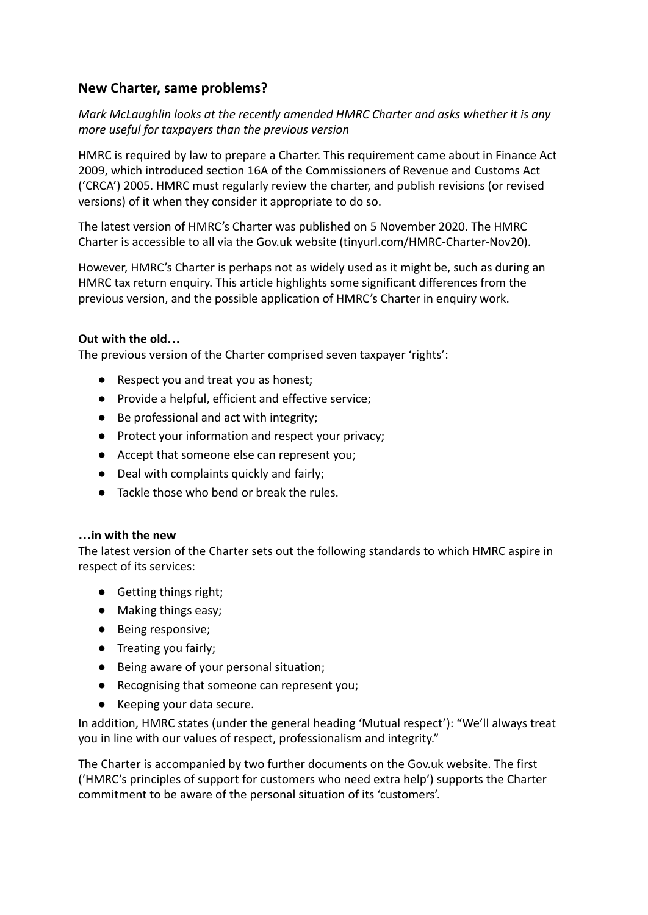## New Charter, same problems?

*Mark McLaughlin looks at the recently amended HMRC Charter and asks whether it is any more useful for taxpayers than the previous version*

HMRC is required by law to prepare a Charter. This requirement came about in Finance Act 2009, which introduced section 16A of the Commissioners of Revenue and Customs Act ('CRCA') 2005. HMRC must regularly review the charter, and publish revisions (or revised versions) of it when they consider it appropriate to do so.

The latest version of HMRC's Charter was published on 5 November 2020. The HMRC Charter is accessible to all via the Gov.uk website (tinyurl.com/HMRC-Charter-Nov20).

However, HMRC's Charter is perhaps not as widely used as it might be, such as during an HMRC tax return enquiry. This article highlights some significant differences from the previous version, and the possible application of HMRC's Charter in enquiry work.

**Out with the old…**

The previous version of the Charter comprised seven taxpayer 'rights':

- Respect you and treat you as honest;
- Provide a helpful, efficient and effective service;
- Be professional and act with integrity;
- Protect your information and respect your privacy;
- Accept that someone else can represent you;
- Deal with complaints quickly and fairly;
- Tackle those who bend or break the rules.

**…in with the new**

The latest version of the Charter sets out the following standards to which HMRC aspire in respect of its services:

- Getting things right;
- Making things easy;
- Being responsive;
- Treating you fairly;
- Being aware of your personal situation;
- Recognising that someone can represent you;
- Keeping your data secure.

In addition, HMRC states (under the general heading 'Mutual respect'): "We'll always treat you in line with our values of respect, professionalism and integrity."

The Charter is accompanied by two further documents on the Gov.uk website. The first ('HMRC's principles of support for customers who need extra help') supports the Charter commitment to be aware of the personal situation of its 'customers'.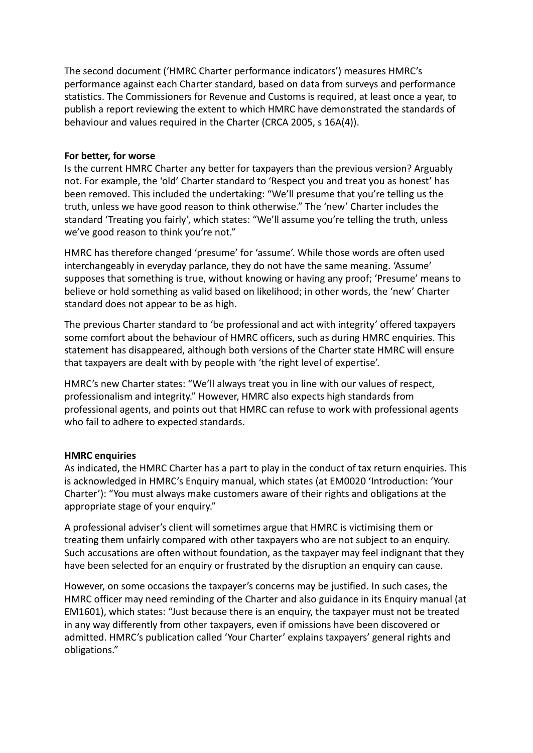The second document ('HMRC Charter performance indicators') measures HMRC's performance against each Charter standard, based on data from surveys and performance statistics. The Commissioners for Revenue and Customs is required, at least once a year, to publish a report reviewing the extent to which HMRC have demonstrated the standards of behaviour and values required in the Charter (CRCA 2005, s 16A(4)).

**For better, for worse**

Is the current HMRC Charter any better for taxpayers than the previous version? Arguably not. For example, the 'old' Charter standard to 'Respect you and treat you as honest' has been removed. This included the undertaking: "We'll presume that you're telling us the truth, unless we have good reason to think otherwise." The 'new' Charter includes the standard 'Treating you fairly', which states: "We'll assume you're telling the truth, unless we've good reason to think you're not."

HMRC has therefore changed 'presume' for 'assume'. While those words are often used interchangeably in everyday parlance, they do not have the same meaning. 'Assume' supposes that something is true, without knowing or having any proof; 'Presume' means to believe or hold something as valid based on likelihood; in other words, the 'new' Charter standard does not appear to be as high.

The previous Charter standard to 'be professional and act with integrity' offered taxpayers some comfort about the behaviour of HMRC officers, such as during HMRC enquiries. This statement has disappeared, although both versions of the Charter state HMRC will ensure that taxpayers are dealt with by people with 'the right level of expertise'.

HMRC's new Charter states: "We'll always treat you in line with our values of respect, professionalism and integrity." However, HMRC also expects high standards from professional agents, and points out that HMRC can refuse to work with professional agents who fail to adhere to expected standards.

**HMRC enquiries**

As indicated, the HMRC Charter has a part to play in the conduct of tax return enquiries. This is acknowledged in HMRC's Enquiry manual, which states (at EM0020 'Introduction: 'Your Charter'): "You must always make customers aware of their rights and obligations at the appropriate stage of your enquiry."

A professional adviser's client will sometimes argue that HMRC is victimising them or treating them unfairly compared with other taxpayers who are not subject to an enquiry. Such accusations are often without foundation, as the taxpayer may feel indignant that they have been selected for an enquiry or frustrated by the disruption an enquiry can cause.

However, on some occasions the taxpayer's concerns may be justified. In such cases, the HMRC officer may need reminding of the Charter and also guidance in its Enquiry manual (at EM1601), which states: "Just because there is an enquiry, the taxpayer must not be treated in any way differently from other taxpayers, even if omissions have been discovered or admitted. HMRC's publication called 'Your Charter' explains taxpayers' general rights and obligations."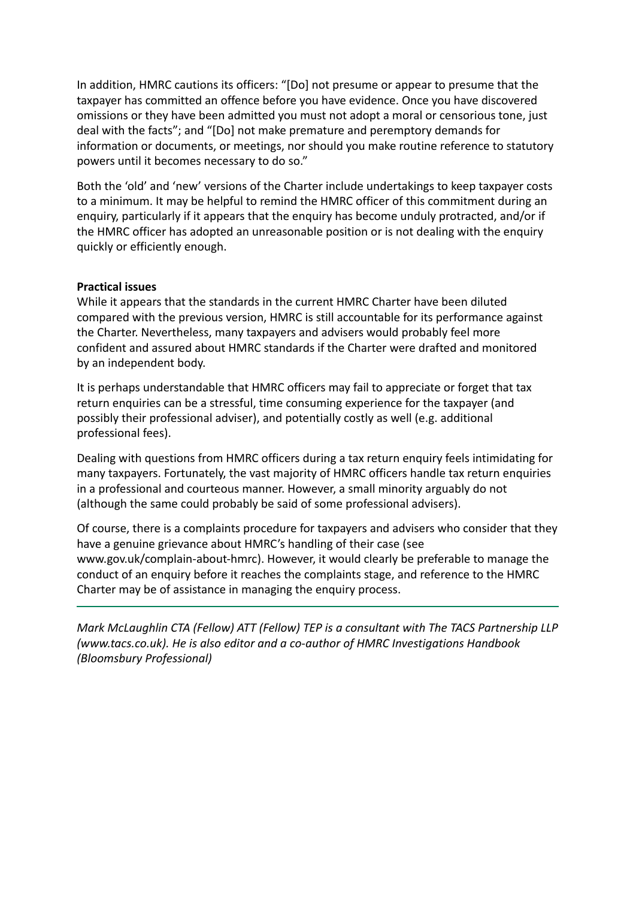In addition, HMRC cautions its officers: "[Do] not presume or appear to presume that the taxpayer has committed an offence before you have evidence. Once you have discovered omissions or they have been admitted you must not adopt a moral or censorious tone, just deal with the facts"; and "[Do] not make premature and peremptory demands for information or documents, or meetings, nor should you make routine reference to statutory powers until it becomes necessary to do so."

Both the 'old' and 'new' versions of the Charter include undertakings to keep taxpayer costs to a minimum. It may be helpful to remind the HMRC officer of this commitment during an enquiry, particularly if it appears that the enquiry has become unduly protracted, and/or if the HMRC officer has adopted an unreasonable position or is not dealing with the enquiry quickly or efficiently enough.

**Practical issues**

While it appears that the standards in the current HMRC Charter have been diluted compared with the previous version, HMRC is still accountable for its performance against the Charter. Nevertheless, many taxpayers and advisers would probably feel more confident and assured about HMRC standards if the Charter were drafted and monitored by an independent body.

It is perhaps understandable that HMRC officers may fail to appreciate or forget that tax return enquiries can be a stressful, time consuming experience for the taxpayer (and possibly their professional adviser), and potentially costly as well (e.g. additional professional fees).

Dealing with questions from HMRC officers during a tax return enquiry feels intimidating for many taxpayers. Fortunately, the vast majority of HMRC officers handle tax return enquiries in a professional and courteous manner. However, a small minority arguably do not (although the same could probably be said of some professional advisers).

Of course, there is a complaints procedure for taxpayers and advisers who consider that they have a genuine grievance about HMRC's handling of their case (see www.gov.uk/complain-about-hmrc). However, it would clearly be preferable to manage the conduct of an enquiry before it reaches the complaints stage, and reference to the HMRC Charter may be of assistance in managing the enquiry process.

---

*Mark McLaughlin CTA (Fellow) ATT (Fellow) TEP is a consultant with The TACS Partnership LLP (www.tacs.co.uk). He is also editor and a co-author of HMRC Investigations Handbook (Bloomsbury Professional)*